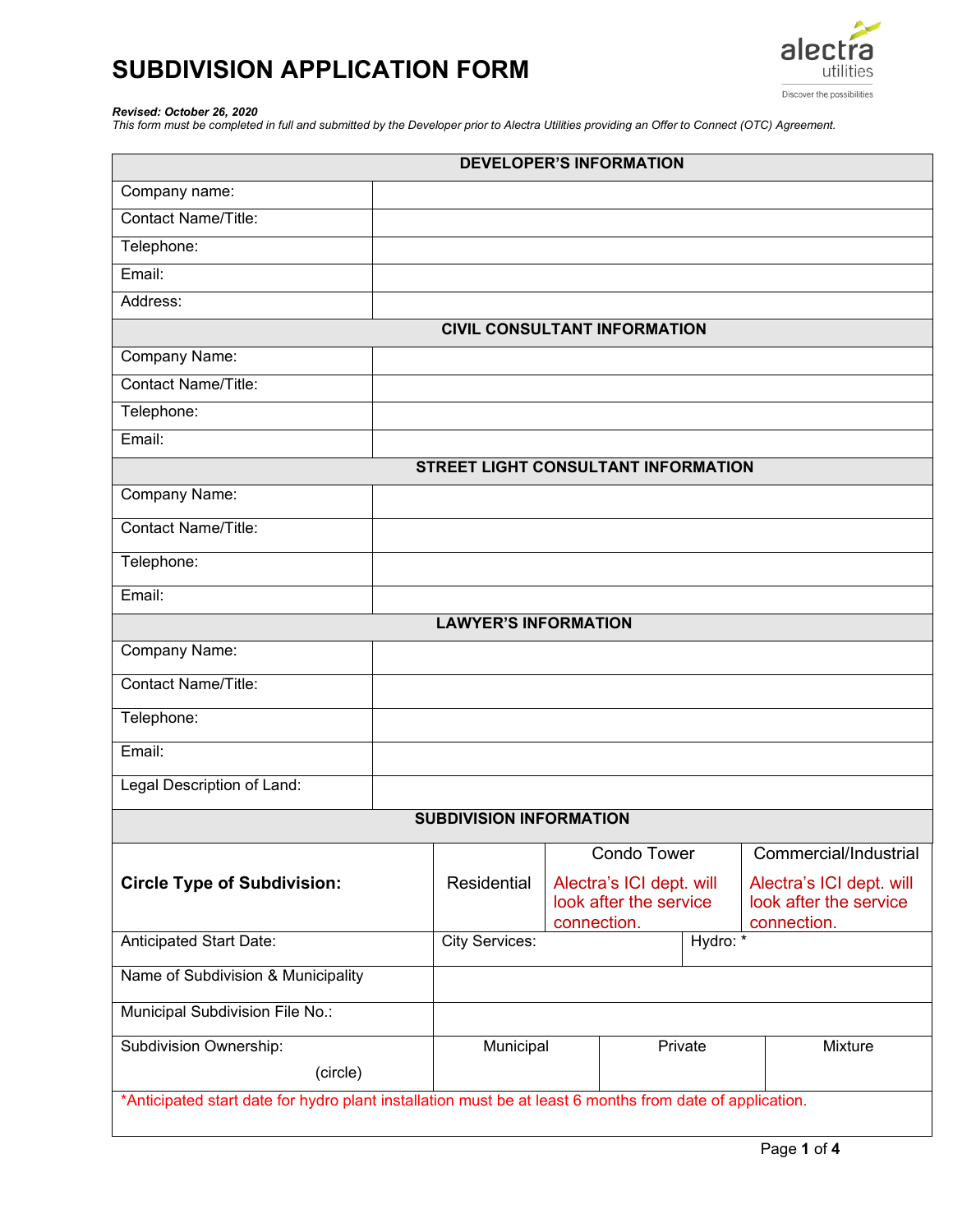# SUBDIVISION APPLICATION FORM

***Revised: October 26, 2020***
*This form must be completed in full and submitted by the Developer prior to Alectra Utilities providing an Offer to Connect (OTC) Agreement.*

| DEVELOPER'S INFORMATION | |
|---|---|
| Company name: | |
| Contact Name/Title: | |
| Telephone: | |
| Email: | |
| Address: | |
| **CIVIL CONSULTANT INFORMATION** | |
| Company Name: | |
| Contact Name/Title: | |
| Telephone: | |
| Email: | |
| **STREET LIGHT CONSULTANT INFORMATION** | |
| Company Name: | |
| Contact Name/Title: | |
| Telephone: | |
| Email: | |
| **LAWYER'S INFORMATION** | |
| Company Name: | |
| Contact Name/Title: | |
| Telephone: | |
| Email: | |
| Legal Description of Land: | |

| SUBDIVISION INFORMATION | | | |
|---|---|---|---|
| **Circle Type of Subdivision:** | Residential | Condo Tower<br>Alectra's ICI dept. will look after the service connection. | Commercial/Industrial<br>Alectra's ICI dept. will look after the service connection. |
| Anticipated Start Date: | City Services: | Hydro: * | |
| Name of Subdivision & Municipality | | | |
| Municipal Subdivision File No.: | | | |
| Subdivision Ownership: (circle) | Municipal | Private | Mixture |

*Anticipated start date for hydro plant installation must be at least 6 months from date of application.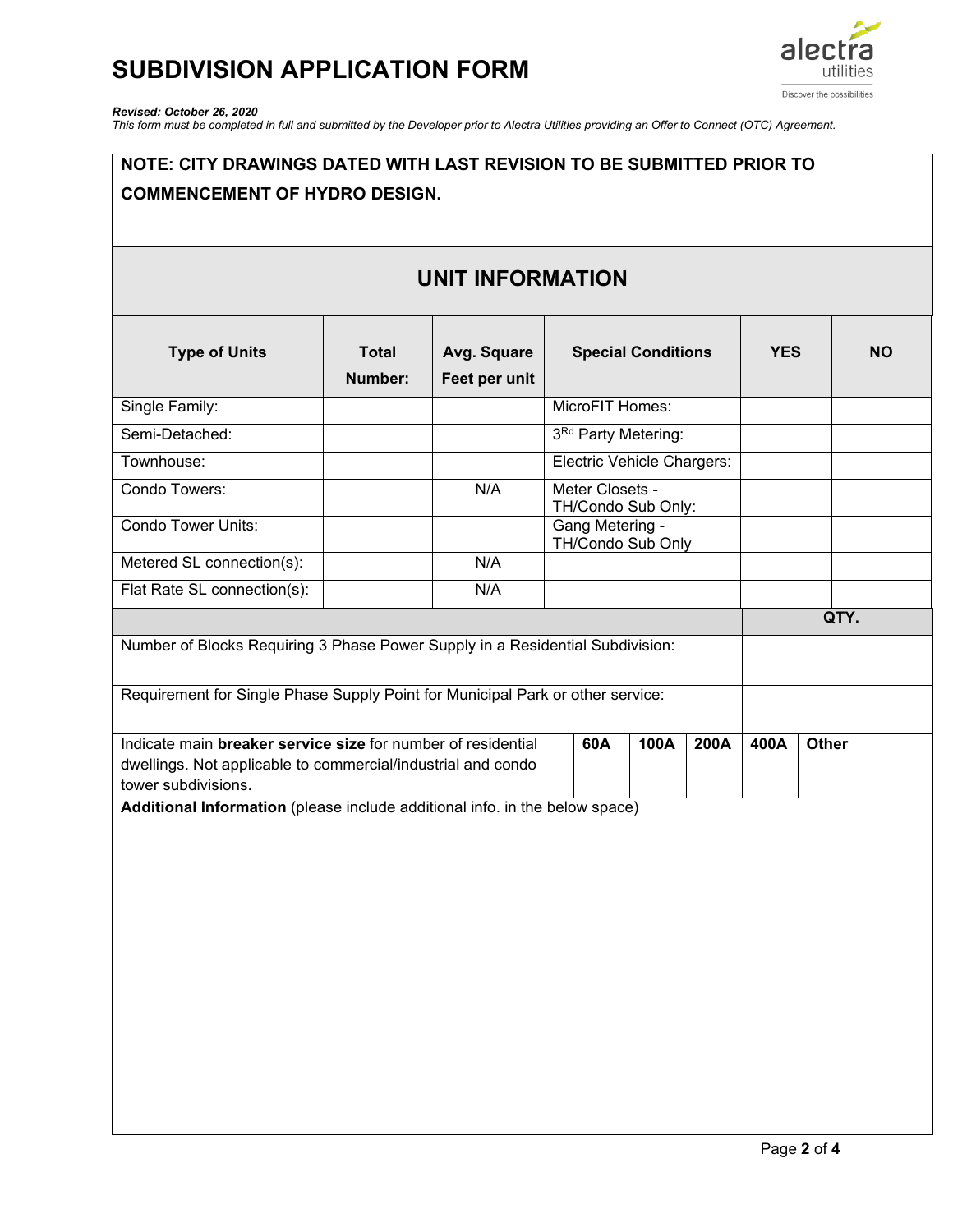# SUBDIVISION APPLICATION FORM

***Revised: October 26, 2020***

*This form must be completed in full and submitted by the Developer prior to Alectra Utilities providing an Offer to Connect (OTC) Agreement.*

**NOTE: CITY DRAWINGS DATED WITH LAST REVISION TO BE SUBMITTED PRIOR TO COMMENCEMENT OF HYDRO DESIGN.**

## UNIT INFORMATION

| Type of Units | Total Number: | Avg. Square Feet per unit | Special Conditions | YES | NO |
|---|---|---|---|---|---|
| Single Family: | | | MicroFIT Homes: | | |
| Semi-Detached: | | | 3Rd Party Metering: | | |
| Townhouse: | | | Electric Vehicle Chargers: | | |
| Condo Towers: | | N/A | Meter Closets - TH/Condo Sub Only: | | |
| Condo Tower Units: | | | Gang Metering - TH/Condo Sub Only | | |
| Metered SL connection(s): | | N/A | | | |
| Flat Rate SL connection(s): | | N/A | | | |

| | QTY. |
|---|---|
| Number of Blocks Requiring 3 Phase Power Supply in a Residential Subdivision: | |
| Requirement for Single Phase Supply Point for Municipal Park or other service: | |

| Indicate main **breaker service size** for number of residential dwellings. Not applicable to commercial/industrial and condo tower subdivisions. | 60A | 100A | 200A | 400A | Other |
|---|---|---|---|---|---|
| | | | | | |

**Additional Information** (please include additional info. in the below space)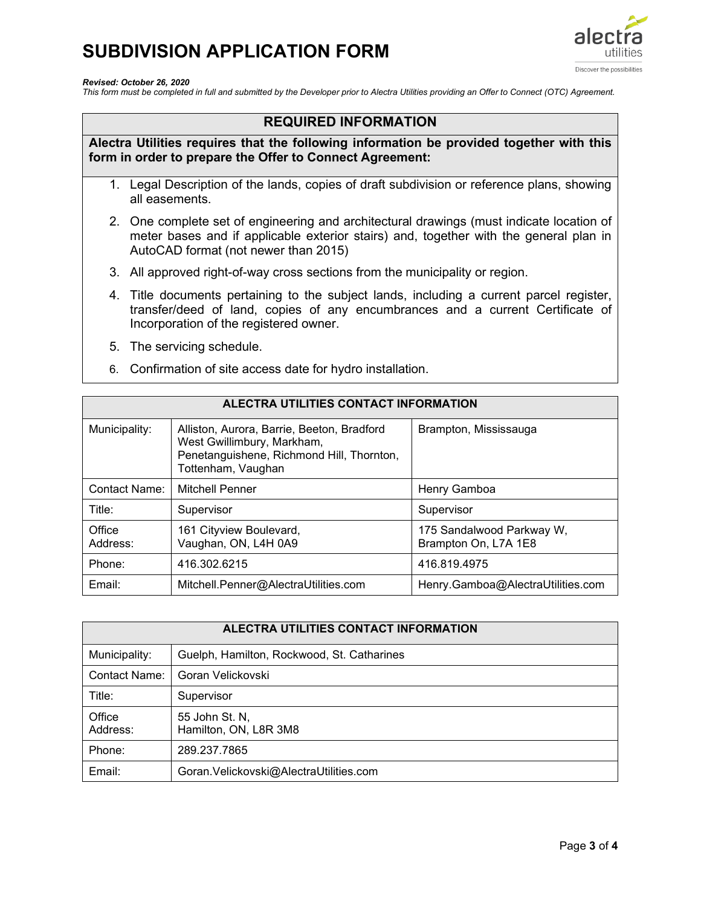# SUBDIVISION APPLICATION FORM

***Revised: October 26, 2020***

*This form must be completed in full and submitted by the Developer prior to Alectra Utilities providing an Offer to Connect (OTC) Agreement.*

## REQUIRED INFORMATION

**Alectra Utilities requires that the following information be provided together with this form in order to prepare the Offer to Connect Agreement:**

1. Legal Description of the lands, copies of draft subdivision or reference plans, showing all easements.
2. One complete set of engineering and architectural drawings (must indicate location of meter bases and if applicable exterior stairs) and, together with the general plan in AutoCAD format (not newer than 2015)
3. All approved right-of-way cross sections from the municipality or region.
4. Title documents pertaining to the subject lands, including a current parcel register, transfer/deed of land, copies of any encumbrances and a current Certificate of Incorporation of the registered owner.
5. The servicing schedule.
6. Confirmation of site access date for hydro installation.

| ALECTRA UTILITIES CONTACT INFORMATION | | |
|---|---|---|
| Municipality: | Alliston, Aurora, Barrie, Beeton, Bradford West Gwillimbury, Markham, Penetanguishene, Richmond Hill, Thornton, Tottenham, Vaughan | Brampton, Mississauga |
| Contact Name: | Mitchell Penner | Henry Gamboa |
| Title: | Supervisor | Supervisor |
| Office Address: | 161 Cityview Boulevard, Vaughan, ON, L4H 0A9 | 175 Sandalwood Parkway W, Brampton On, L7A 1E8 |
| Phone: | 416.302.6215 | 416.819.4975 |
| Email: | Mitchell.Penner@AlectraUtilities.com | Henry.Gamboa@AlectraUtilities.com |

| ALECTRA UTILITIES CONTACT INFORMATION | |
|---|---|
| Municipality: | Guelph, Hamilton, Rockwood, St. Catharines |
| Contact Name: | Goran Velickovski |
| Title: | Supervisor |
| Office Address: | 55 John St. N, Hamilton, ON, L8R 3M8 |
| Phone: | 289.237.7865 |
| Email: | Goran.Velickovski@AlectraUtilities.com |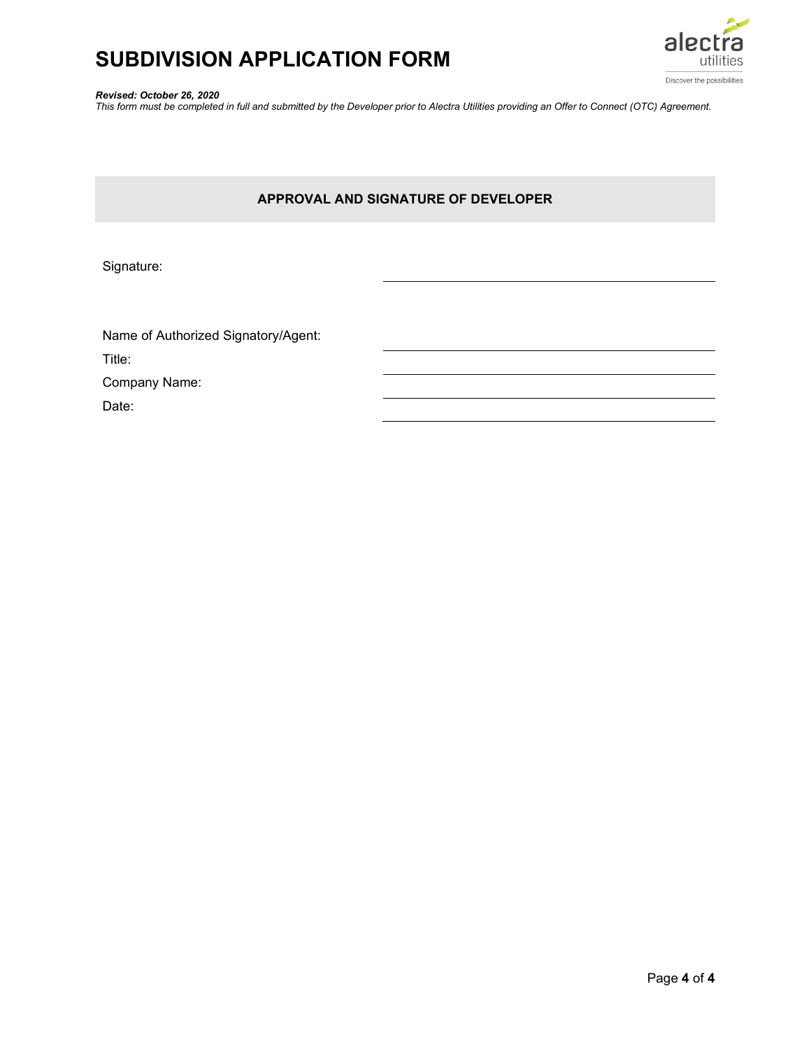# SUBDIVISION APPLICATION FORM

***Revised: October 26, 2020***

*This form must be completed in full and submitted by the Developer prior to Alectra Utilities providing an Offer to Connect (OTC) Agreement.*

## APPROVAL AND SIGNATURE OF DEVELOPER

Signature: ______________________________

Name of Authorized Signatory/Agent: ______________________________

Title: ______________________________

Company Name: ______________________________

Date: ______________________________